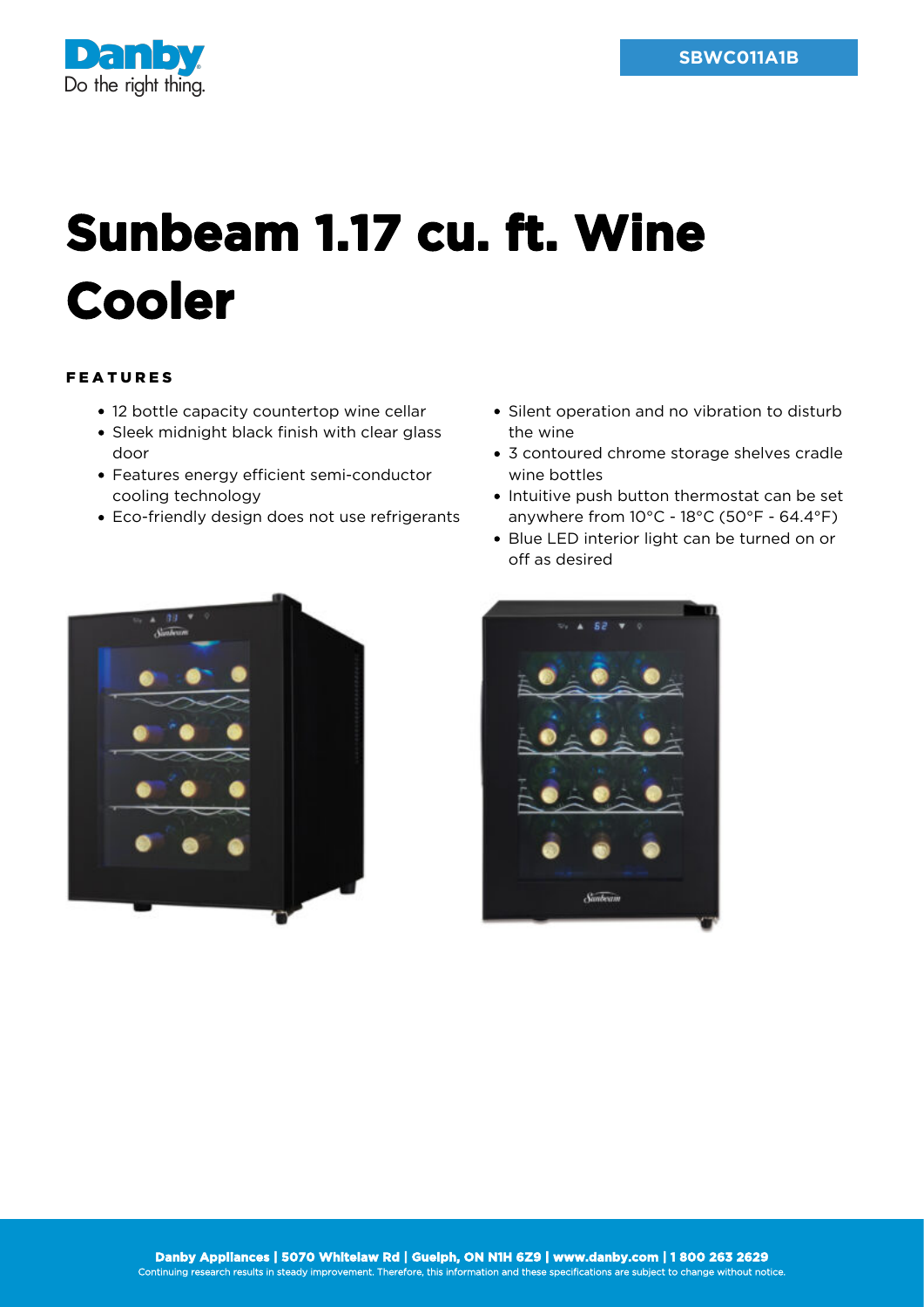SBWC011A1B

# Sunbeam 1.17 cu. ft. Wine Cooler

## FEATURES

- 12 bottle capacity countertop wine cellar
- Sleek midnight black finish with clear glass door
- Features energy efficient semi-conductor cooling technology
- Eco-friendly design does not use refrigerants
- Silent operation and no vibration to disturb the wine
- 3 contoured chrome storage shelves cradle wine bottles
- Intuitive push button thermostat can be set anywhere from 10°C - 18°C (50°F - 64.4°F)
- Blue LED interior light can be turned on or off as desired

**Danby Appliances | 5070 Whitelaw Rd | Guelph, ON N1H 6Z9 | www.danby.com | 1 800 263 2629**

Continuing research results in steady improvement. Therefore, this information and these specifications are subject to change without notice.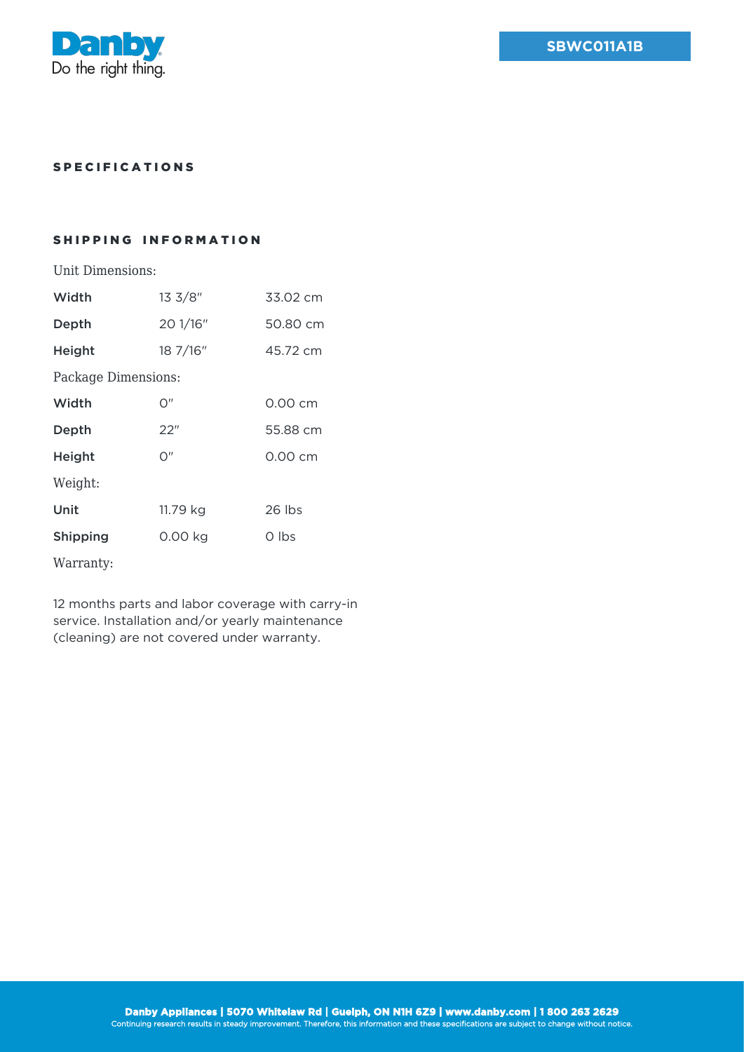SBWC011A1B

## SPECIFICATIONS

### SHIPPING INFORMATION

Unit Dimensions:

| | | |
|---|---|---|
| **Width** | 13 3/8" | 33.02 cm |
| **Depth** | 20 1/16" | 50.80 cm |
| **Height** | 18 7/16" | 45.72 cm |

Package Dimensions:

| | | |
|---|---|---|
| **Width** | 0" | 0.00 cm |
| **Depth** | 22" | 55.88 cm |
| **Height** | 0" | 0.00 cm |

Weight:

| | | |
|---|---|---|
| **Unit** | 11.79 kg | 26 lbs |
| **Shipping** | 0.00 kg | 0 lbs |

Warranty:

12 months parts and labor coverage with carry-in service. Installation and/or yearly maintenance (cleaning) are not covered under warranty.

**Danby Appliances | 5070 Whitelaw Rd | Guelph, ON N1H 6Z9 | www.danby.com | 1 800 263 2629**
Continuing research results in steady improvement. Therefore, this information and these specifications are subject to change without notice.